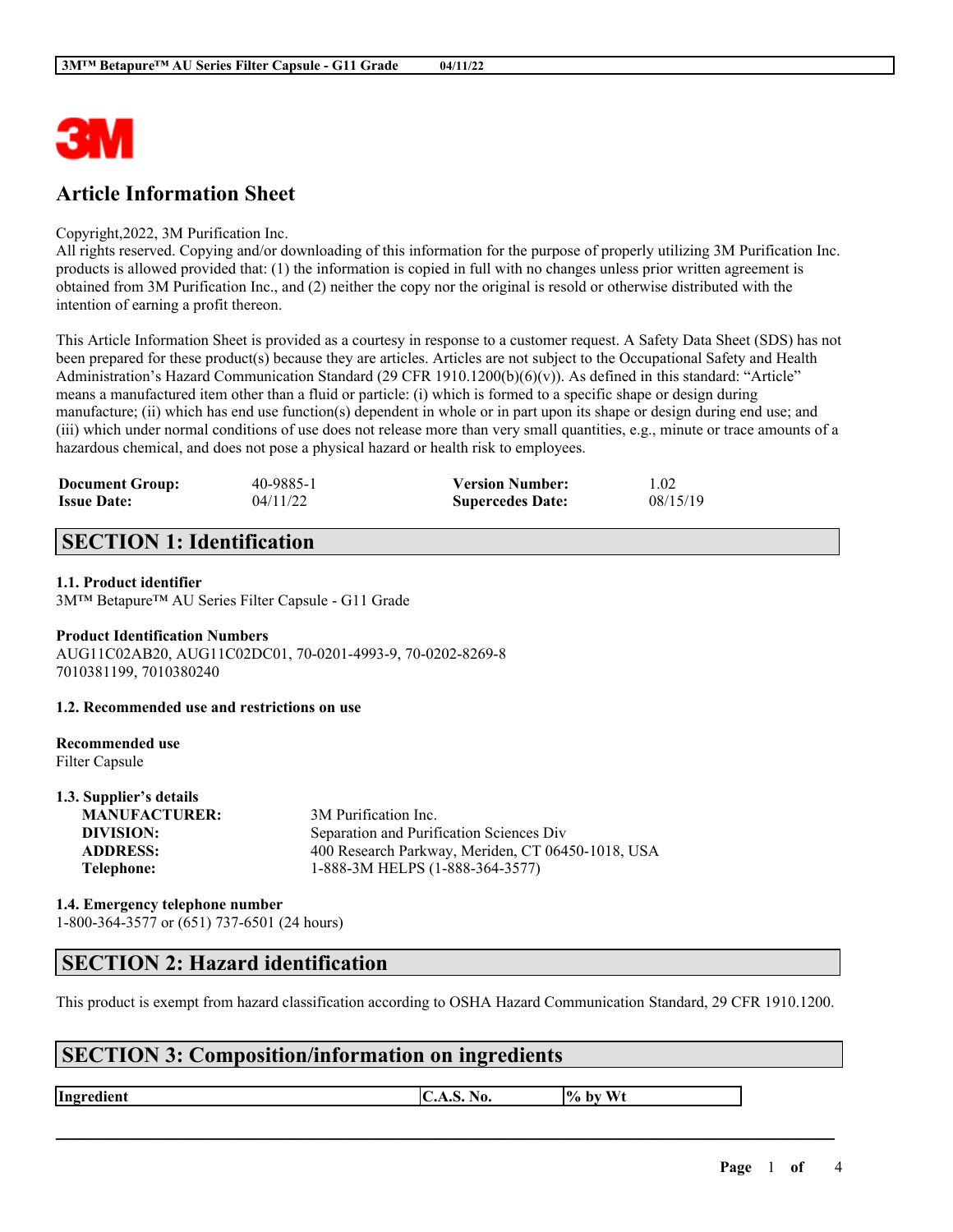# Article Information Sheet

Copyright,2022, 3M Purification Inc.
All rights reserved. Copying and/or downloading of this information for the purpose of properly utilizing 3M Purification Inc. products is allowed provided that: (1) the information is copied in full with no changes unless prior written agreement is obtained from 3M Purification Inc., and (2) neither the copy nor the original is resold or otherwise distributed with the intention of earning a profit thereon.

This Article Information Sheet is provided as a courtesy in response to a customer request. A Safety Data Sheet (SDS) has not been prepared for these product(s) because they are articles. Articles are not subject to the Occupational Safety and Health Administration's Hazard Communication Standard (29 CFR 1910.1200(b)(6)(v)). As defined in this standard: "Article" means a manufactured item other than a fluid or particle: (i) which is formed to a specific shape or design during manufacture; (ii) which has end use function(s) dependent in whole or in part upon its shape or design during end use; and (iii) which under normal conditions of use does not release more than very small quantities, e.g., minute or trace amounts of a hazardous chemical, and does not pose a physical hazard or health risk to employees.

| | | | |
|---|---|---|---|
| **Document Group:** | 40-9885-1 | **Version Number:** | 1.02 |
| **Issue Date:** | 04/11/22 | **Supercedes Date:** | 08/15/19 |

## SECTION 1: Identification

### 1.1. Product identifier

3M™ Betapure™ AU Series Filter Capsule - G11 Grade

**Product Identification Numbers**

AUG11C02AB20, AUG11C02DC01, 70-0201-4993-9, 70-0202-8269-8
7010381199, 7010380240

### 1.2. Recommended use and restrictions on use

**Recommended use**

Filter Capsule

### 1.3. Supplier's details

| | |
|---|---|
| **MANUFACTURER:** | 3M Purification Inc. |
| **DIVISION:** | Separation and Purification Sciences Div |
| **ADDRESS:** | 400 Research Parkway, Meriden, CT 06450-1018, USA |
| **Telephone:** | 1-888-3M HELPS (1-888-364-3577) |

### 1.4. Emergency telephone number

1-800-364-3577 or (651) 737-6501 (24 hours)

## SECTION 2: Hazard identification

This product is exempt from hazard classification according to OSHA Hazard Communication Standard, 29 CFR 1910.1200.

## SECTION 3: Composition/information on ingredients

| Ingredient | C.A.S. No. | % by Wt |
|---|---|---|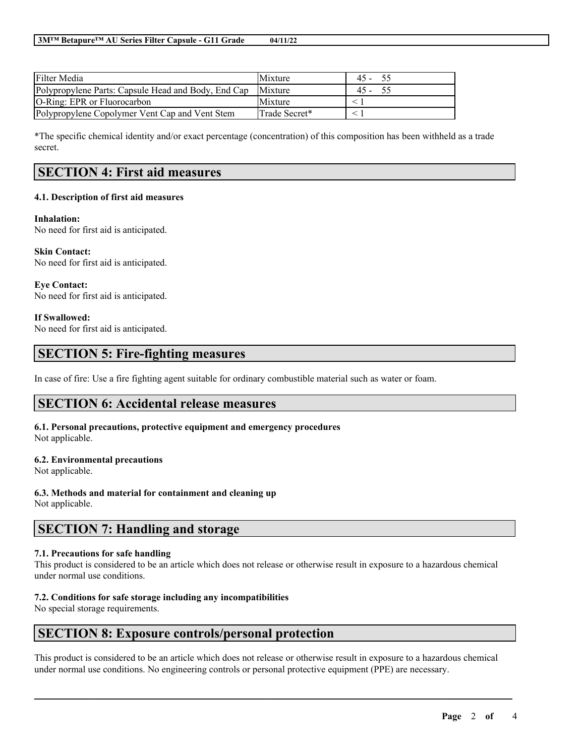| Filter Media | Mixture | 45 - 55 |
| --- | --- | --- |
| Polypropylene Parts: Capsule Head and Body, End Cap | Mixture | 45 - 55 |
| O-Ring: EPR or Fluorocarbon | Mixture | < 1 |
| Polypropylene Copolymer Vent Cap and Vent Stem | Trade Secret* | < 1 |

*The specific chemical identity and/or exact percentage (concentration) of this composition has been withheld as a trade secret.

## SECTION 4: First aid measures

### 4.1. Description of first aid measures

**Inhalation:**
No need for first aid is anticipated.

**Skin Contact:**
No need for first aid is anticipated.

**Eye Contact:**
No need for first aid is anticipated.

**If Swallowed:**
No need for first aid is anticipated.

## SECTION 5: Fire-fighting measures

In case of fire: Use a fire fighting agent suitable for ordinary combustible material such as water or foam.

## SECTION 6: Accidental release measures

### 6.1. Personal precautions, protective equipment and emergency procedures
Not applicable.

### 6.2. Environmental precautions
Not applicable.

### 6.3. Methods and material for containment and cleaning up
Not applicable.

## SECTION 7: Handling and storage

### 7.1. Precautions for safe handling
This product is considered to be an article which does not release or otherwise result in exposure to a hazardous chemical under normal use conditions.

### 7.2. Conditions for safe storage including any incompatibilities
No special storage requirements.

## SECTION 8: Exposure controls/personal protection

This product is considered to be an article which does not release or otherwise result in exposure to a hazardous chemical under normal use conditions. No engineering controls or personal protective equipment (PPE) are necessary.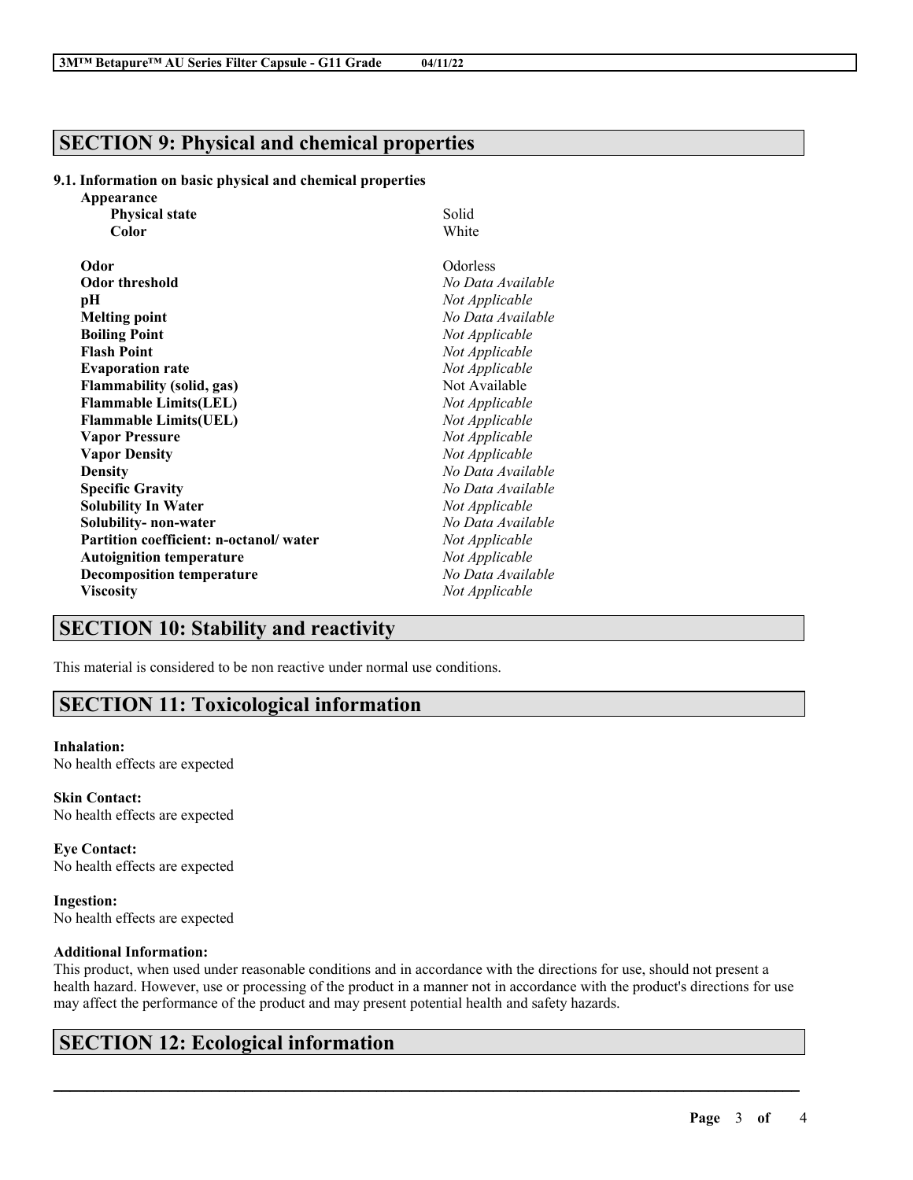## SECTION 9: Physical and chemical properties

### 9.1. Information on basic physical and chemical properties

**Appearance**

| | |
|---|---|
| **Physical state** | Solid |
| **Color** | White |
| **Odor** | Odorless |
| **Odor threshold** | *No Data Available* |
| **pH** | *Not Applicable* |
| **Melting point** | *No Data Available* |
| **Boiling Point** | *Not Applicable* |
| **Flash Point** | *Not Applicable* |
| **Evaporation rate** | *Not Applicable* |
| **Flammability (solid, gas)** | Not Available |
| **Flammable Limits(LEL)** | *Not Applicable* |
| **Flammable Limits(UEL)** | *Not Applicable* |
| **Vapor Pressure** | *Not Applicable* |
| **Vapor Density** | *Not Applicable* |
| **Density** | *No Data Available* |
| **Specific Gravity** | *No Data Available* |
| **Solubility In Water** | *Not Applicable* |
| **Solubility- non-water** | *No Data Available* |
| **Partition coefficient: n-octanol/ water** | *Not Applicable* |
| **Autoignition temperature** | *Not Applicable* |
| **Decomposition temperature** | *No Data Available* |
| **Viscosity** | *Not Applicable* |

## SECTION 10: Stability and reactivity

This material is considered to be non reactive under normal use conditions.

## SECTION 11: Toxicological information

**Inhalation:**
No health effects are expected

**Skin Contact:**
No health effects are expected

**Eye Contact:**
No health effects are expected

**Ingestion:**
No health effects are expected

**Additional Information:**
This product, when used under reasonable conditions and in accordance with the directions for use, should not present a health hazard. However, use or processing of the product in a manner not in accordance with the product's directions for use may affect the performance of the product and may present potential health and safety hazards.

## SECTION 12: Ecological information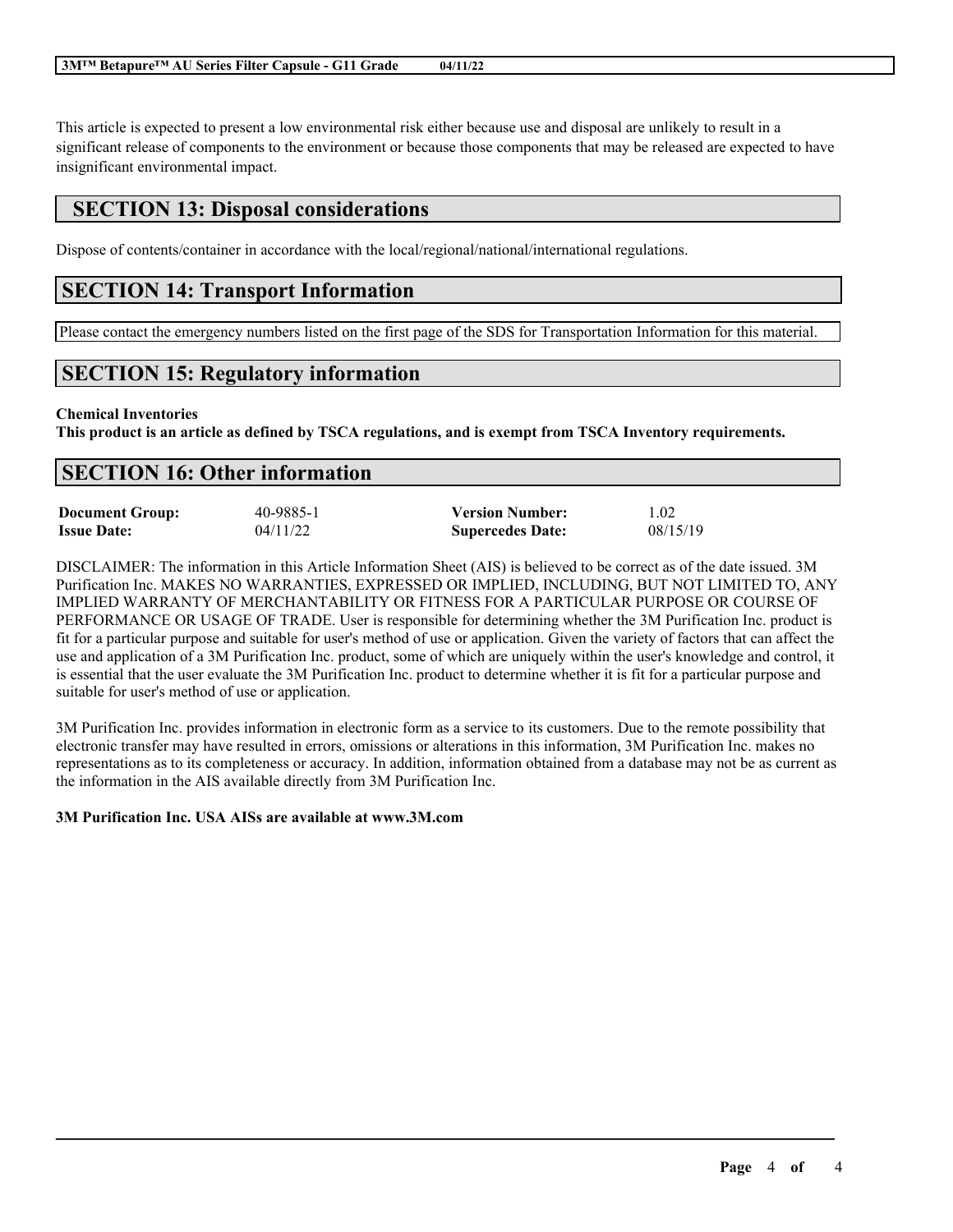This article is expected to present a low environmental risk either because use and disposal are unlikely to result in a significant release of components to the environment or because those components that may be released are expected to have insignificant environmental impact.

## SECTION 13: Disposal considerations

Dispose of contents/container in accordance with the local/regional/national/international regulations.

## SECTION 14: Transport Information

Please contact the emergency numbers listed on the first page of the SDS for Transportation Information for this material.

## SECTION 15: Regulatory information

**Chemical Inventories**
**This product is an article as defined by TSCA regulations, and is exempt from TSCA Inventory requirements.**

## SECTION 16: Other information

| | | | |
|---|---|---|---|
| **Document Group:** | 40-9885-1 | **Version Number:** | 1.02 |
| **Issue Date:** | 04/11/22 | **Supercedes Date:** | 08/15/19 |

DISCLAIMER: The information in this Article Information Sheet (AIS) is believed to be correct as of the date issued. 3M Purification Inc. MAKES NO WARRANTIES, EXPRESSED OR IMPLIED, INCLUDING, BUT NOT LIMITED TO, ANY IMPLIED WARRANTY OF MERCHANTABILITY OR FITNESS FOR A PARTICULAR PURPOSE OR COURSE OF PERFORMANCE OR USAGE OF TRADE. User is responsible for determining whether the 3M Purification Inc. product is fit for a particular purpose and suitable for user's method of use or application. Given the variety of factors that can affect the use and application of a 3M Purification Inc. product, some of which are uniquely within the user's knowledge and control, it is essential that the user evaluate the 3M Purification Inc. product to determine whether it is fit for a particular purpose and suitable for user's method of use or application.

3M Purification Inc. provides information in electronic form as a service to its customers. Due to the remote possibility that electronic transfer may have resulted in errors, omissions or alterations in this information, 3M Purification Inc. makes no representations as to its completeness or accuracy. In addition, information obtained from a database may not be as current as the information in the AIS available directly from 3M Purification Inc.

**3M Purification Inc. USA AISs are available at www.3M.com**